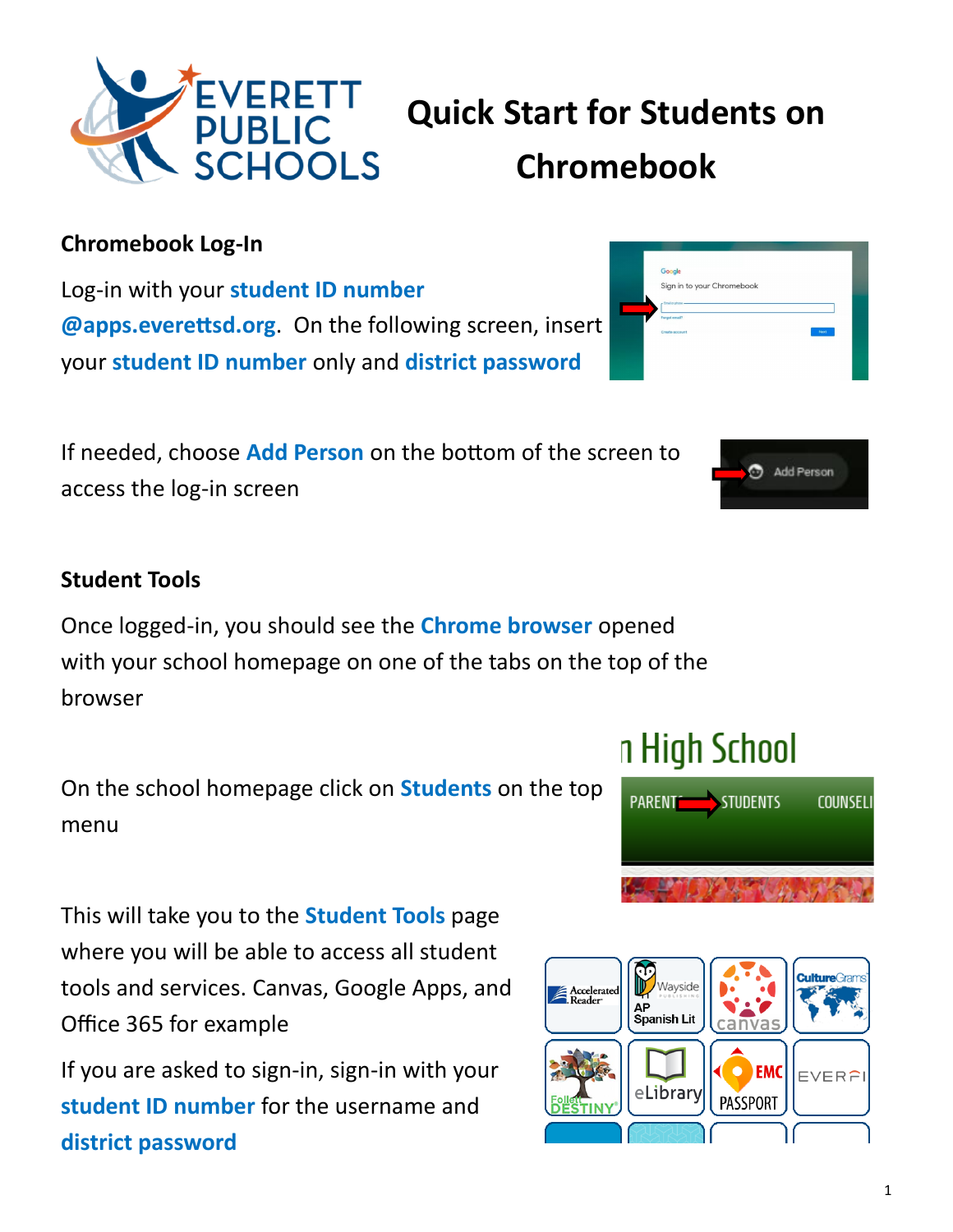# Quick Start for Students on Chromebook

## Chromebook Log-In

Log-in with your **student ID number @apps.everettsd.org**. On the following screen, insert your **student ID number** only and **district password**

If needed, choose **Add Person** on the bottom of the screen to access the log-in screen

## Student Tools

Once logged-in, you should see the **Chrome browser** opened with your school homepage on one of the tabs on the top of the browser

On the school homepage click on **Students** on the top menu

This will take you to the **Student Tools** page where you will be able to access all student tools and services. Canvas, Google Apps, and Office 365 for example

If you are asked to sign-in, sign-in with your **student ID number** for the username and **district password**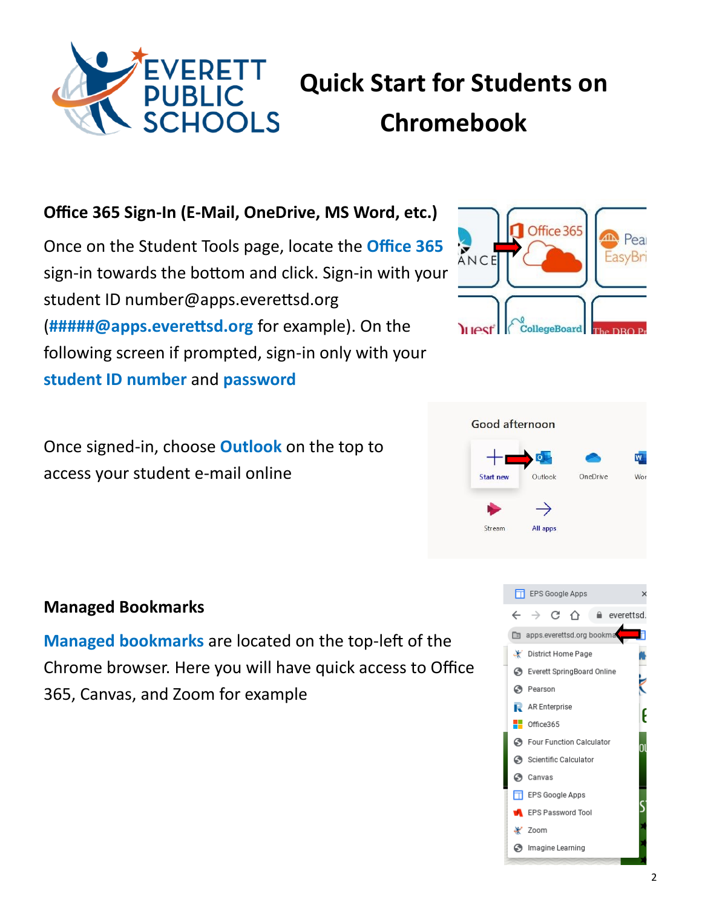# Quick Start for Students on Chromebook

## Office 365 Sign-In (E-Mail, OneDrive, MS Word, etc.)

Once on the Student Tools page, locate the **Office 365** sign-in towards the bottom and click. Sign-in with your student ID number@apps.everettsd.org (**#####@apps.everettsd.org** for example). On the following screen if prompted, sign-in only with your **student ID number** and **password**

Once signed-in, choose **Outlook** on the top to access your student e-mail online

## Managed Bookmarks

**Managed bookmarks** are located on the top-left of the Chrome browser. Here you will have quick access to Office 365, Canvas, and Zoom for example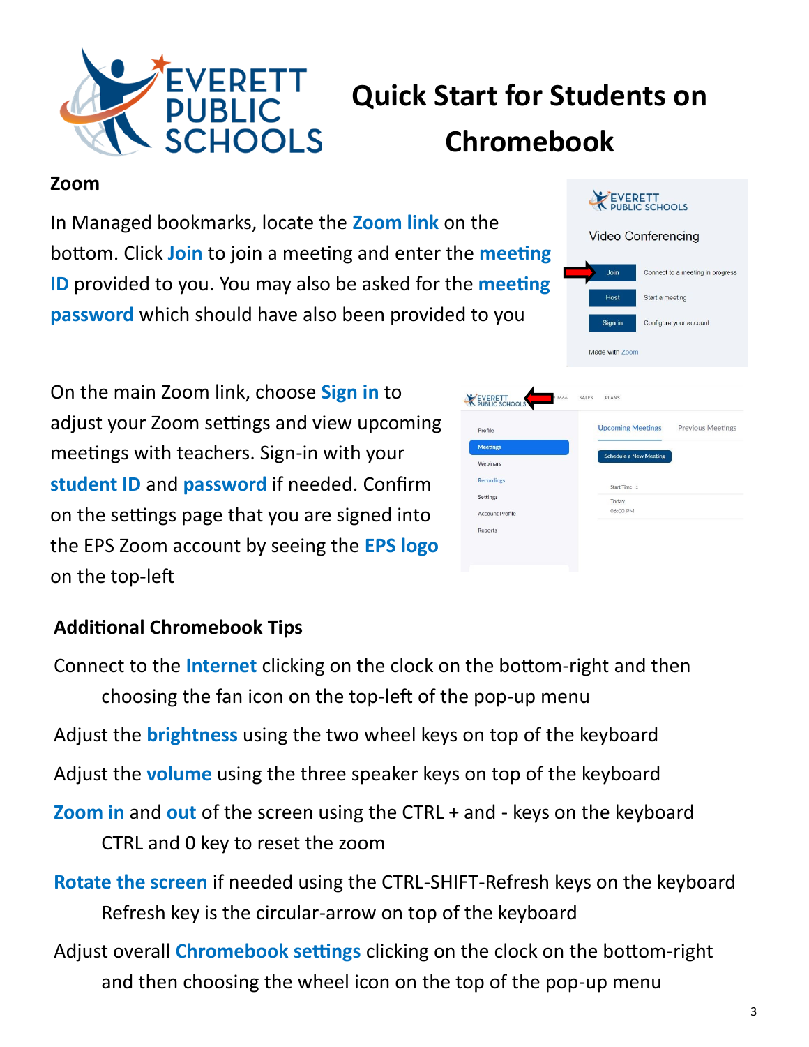# Quick Start for Students on Chromebook

## Zoom

In Managed bookmarks, locate the **Zoom link** on the bottom. Click **Join** to join a meeting and enter the **meeting ID** provided to you. You may also be asked for the **meeting password** which should have also been provided to you

On the main Zoom link, choose **Sign in** to adjust your Zoom settings and view upcoming meetings with teachers. Sign-in with your **student ID** and **password** if needed. Confirm on the settings page that you are signed into the EPS Zoom account by seeing the **EPS logo** on the top-left

## Additional Chromebook Tips

Connect to the **Internet** clicking on the clock on the bottom-right and then choosing the fan icon on the top-left of the pop-up menu

Adjust the **brightness** using the two wheel keys on top of the keyboard

Adjust the **volume** using the three speaker keys on top of the keyboard

**Zoom in** and **out** of the screen using the CTRL + and - keys on the keyboard CTRL and 0 key to reset the zoom

**Rotate the screen** if needed using the CTRL-SHIFT-Refresh keys on the keyboard Refresh key is the circular-arrow on top of the keyboard

Adjust overall **Chromebook settings** clicking on the clock on the bottom-right and then choosing the wheel icon on the top of the pop-up menu